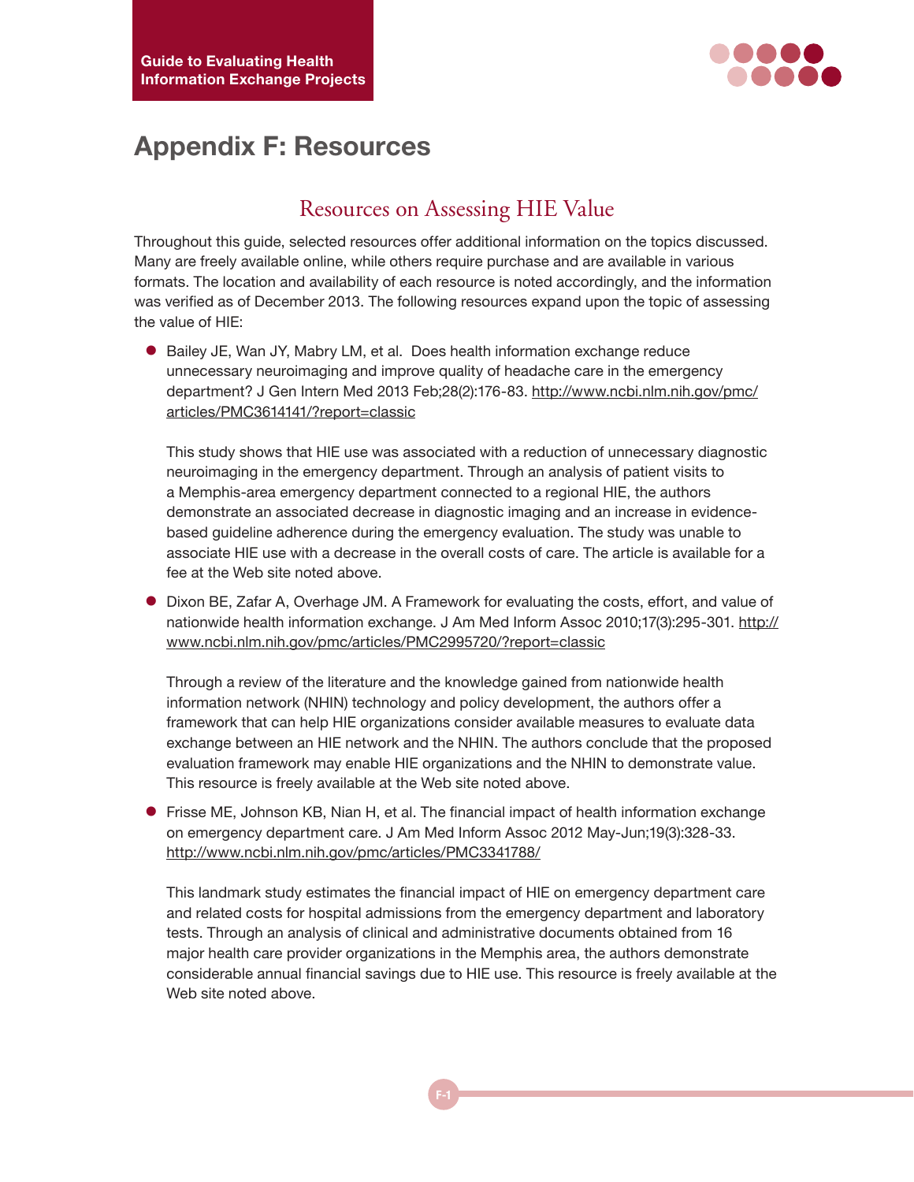# Appendix F: Resources

## Resources on Assessing HIE Value

Throughout this guide, selected resources offer additional information on the topics discussed. Many are freely available online, while others require purchase and are available in various formats. The location and availability of each resource is noted accordingly, and the information was verified as of December 2013. The following resources expand upon the topic of assessing the value of HIE:

- Bailey JE, Wan JY, Mabry LM, et al. Does health information exchange reduce unnecessary neuroimaging and improve quality of headache care in the emergency department? J Gen Intern Med 2013 Feb;28(2):176-83. http://www.ncbi.nlm.nih.gov/pmc/articles/PMC3614141/?report=classic

  This study shows that HIE use was associated with a reduction of unnecessary diagnostic neuroimaging in the emergency department. Through an analysis of patient visits to a Memphis-area emergency department connected to a regional HIE, the authors demonstrate an associated decrease in diagnostic imaging and an increase in evidence-based guideline adherence during the emergency evaluation. The study was unable to associate HIE use with a decrease in the overall costs of care. The article is available for a fee at the Web site noted above.

- Dixon BE, Zafar A, Overhage JM. A Framework for evaluating the costs, effort, and value of nationwide health information exchange. J Am Med Inform Assoc 2010;17(3):295-301. http://www.ncbi.nlm.nih.gov/pmc/articles/PMC2995720/?report=classic

  Through a review of the literature and the knowledge gained from nationwide health information network (NHIN) technology and policy development, the authors offer a framework that can help HIE organizations consider available measures to evaluate data exchange between an HIE network and the NHIN. The authors conclude that the proposed evaluation framework may enable HIE organizations and the NHIN to demonstrate value. This resource is freely available at the Web site noted above.

- Frisse ME, Johnson KB, Nian H, et al. The financial impact of health information exchange on emergency department care. J Am Med Inform Assoc 2012 May-Jun;19(3):328-33. http://www.ncbi.nlm.nih.gov/pmc/articles/PMC3341788/

  This landmark study estimates the financial impact of HIE on emergency department care and related costs for hospital admissions from the emergency department and laboratory tests. Through an analysis of clinical and administrative documents obtained from 16 major health care provider organizations in the Memphis area, the authors demonstrate considerable annual financial savings due to HIE use. This resource is freely available at the Web site noted above.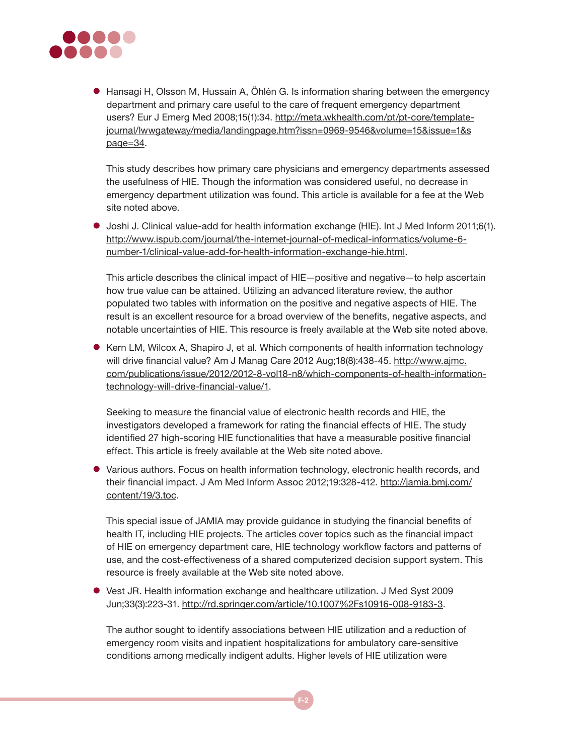- Hansagi H, Olsson M, Hussain A, Öhlén G. Is information sharing between the emergency department and primary care useful to the care of frequent emergency department users? Eur J Emerg Med 2008;15(1):34. http://meta.wkhealth.com/pt/pt-core/template-journal/lwwgateway/media/landingpage.htm?issn=0969-9546&volume=15&issue=1&spage=34.

  This study describes how primary care physicians and emergency departments assessed the usefulness of HIE. Though the information was considered useful, no decrease in emergency department utilization was found. This article is available for a fee at the Web site noted above.

- Joshi J. Clinical value-add for health information exchange (HIE). Int J Med Inform 2011;6(1). http://www.ispub.com/journal/the-internet-journal-of-medical-informatics/volume-6-number-1/clinical-value-add-for-health-information-exchange-hie.html.

  This article describes the clinical impact of HIE—positive and negative—to help ascertain how true value can be attained. Utilizing an advanced literature review, the author populated two tables with information on the positive and negative aspects of HIE. The result is an excellent resource for a broad overview of the benefits, negative aspects, and notable uncertainties of HIE. This resource is freely available at the Web site noted above.

- Kern LM, Wilcox A, Shapiro J, et al. Which components of health information technology will drive financial value? Am J Manag Care 2012 Aug;18(8):438-45. http://www.ajmc.com/publications/issue/2012/2012-8-vol18-n8/which-components-of-health-information-technology-will-drive-financial-value/1.

  Seeking to measure the financial value of electronic health records and HIE, the investigators developed a framework for rating the financial effects of HIE. The study identified 27 high-scoring HIE functionalities that have a measurable positive financial effect. This article is freely available at the Web site noted above.

- Various authors. Focus on health information technology, electronic health records, and their financial impact. J Am Med Inform Assoc 2012;19:328-412. http://jamia.bmj.com/content/19/3.toc.

  This special issue of JAMIA may provide guidance in studying the financial benefits of health IT, including HIE projects. The articles cover topics such as the financial impact of HIE on emergency department care, HIE technology workflow factors and patterns of use, and the cost-effectiveness of a shared computerized decision support system. This resource is freely available at the Web site noted above.

- Vest JR. Health information exchange and healthcare utilization. J Med Syst 2009 Jun;33(3):223-31. http://rd.springer.com/article/10.1007%2Fs10916-008-9183-3.

  The author sought to identify associations between HIE utilization and a reduction of emergency room visits and inpatient hospitalizations for ambulatory care-sensitive conditions among medically indigent adults. Higher levels of HIE utilization were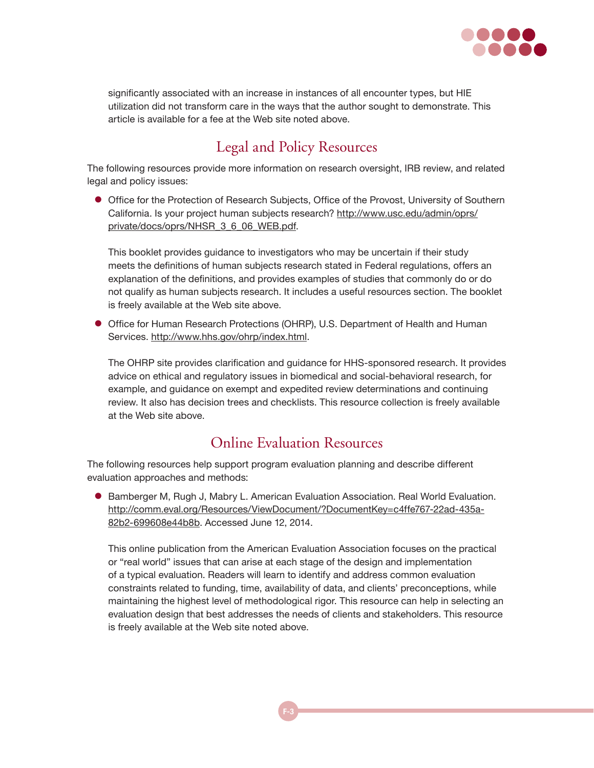significantly associated with an increase in instances of all encounter types, but HIE utilization did not transform care in the ways that the author sought to demonstrate. This article is available for a fee at the Web site noted above.

## Legal and Policy Resources

The following resources provide more information on research oversight, IRB review, and related legal and policy issues:

- Office for the Protection of Research Subjects, Office of the Provost, University of Southern California. Is your project human subjects research? http://www.usc.edu/admin/oprs/private/docs/oprs/NHSR_3_6_06_WEB.pdf.

  This booklet provides guidance to investigators who may be uncertain if their study meets the definitions of human subjects research stated in Federal regulations, offers an explanation of the definitions, and provides examples of studies that commonly do or do not qualify as human subjects research. It includes a useful resources section. The booklet is freely available at the Web site above.

- Office for Human Research Protections (OHRP), U.S. Department of Health and Human Services. http://www.hhs.gov/ohrp/index.html.

  The OHRP site provides clarification and guidance for HHS-sponsored research. It provides advice on ethical and regulatory issues in biomedical and social-behavioral research, for example, and guidance on exempt and expedited review determinations and continuing review. It also has decision trees and checklists. This resource collection is freely available at the Web site above.

## Online Evaluation Resources

The following resources help support program evaluation planning and describe different evaluation approaches and methods:

- Bamberger M, Rugh J, Mabry L. American Evaluation Association. Real World Evaluation. http://comm.eval.org/Resources/ViewDocument/?DocumentKey=c4ffe767-22ad-435a-82b2-699608e44b8b. Accessed June 12, 2014.

  This online publication from the American Evaluation Association focuses on the practical or "real world" issues that can arise at each stage of the design and implementation of a typical evaluation. Readers will learn to identify and address common evaluation constraints related to funding, time, availability of data, and clients' preconceptions, while maintaining the highest level of methodological rigor. This resource can help in selecting an evaluation design that best addresses the needs of clients and stakeholders. This resource is freely available at the Web site noted above.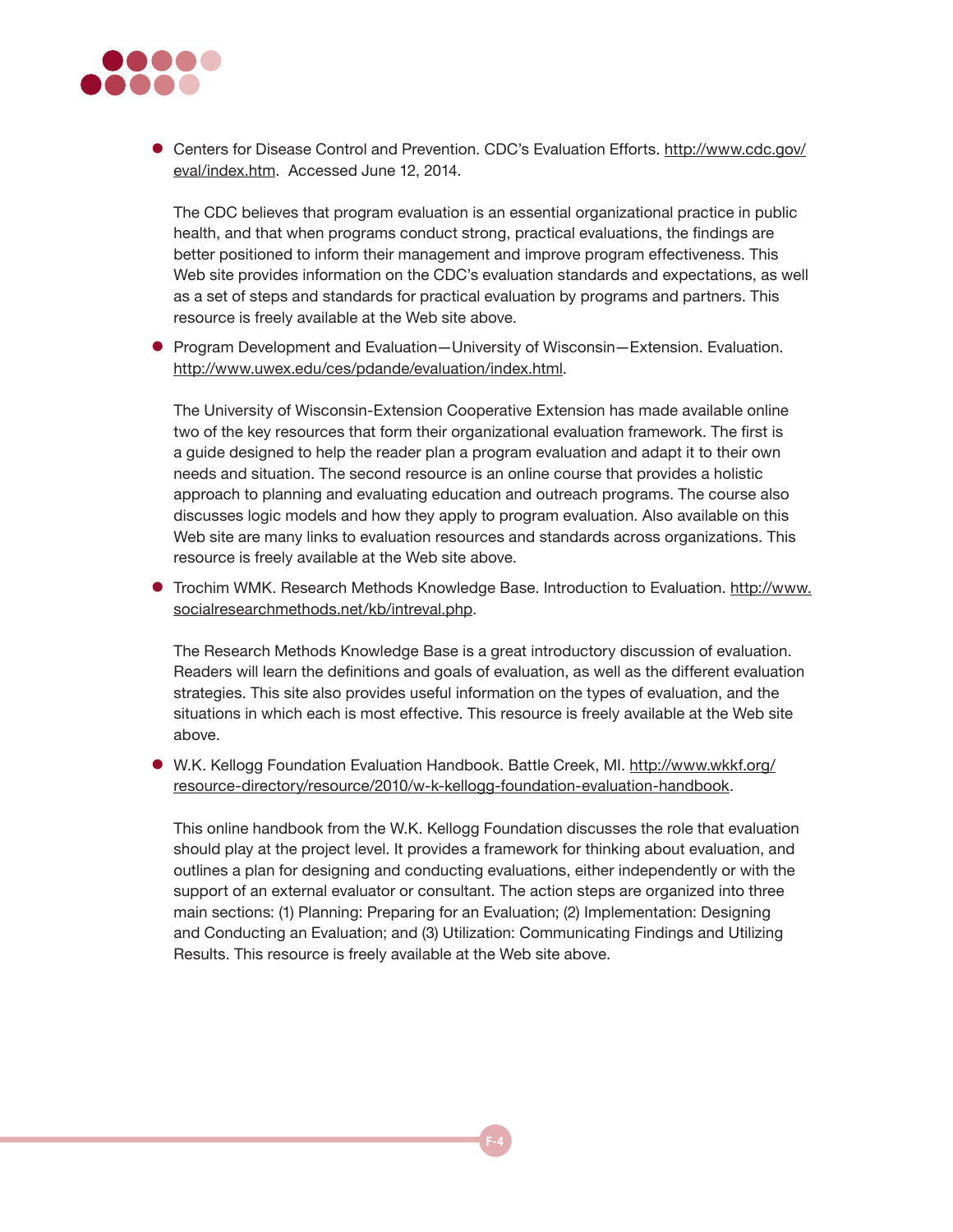- Centers for Disease Control and Prevention. CDC's Evaluation Efforts. http://www.cdc.gov/eval/index.htm. Accessed June 12, 2014.

  The CDC believes that program evaluation is an essential organizational practice in public health, and that when programs conduct strong, practical evaluations, the findings are better positioned to inform their management and improve program effectiveness. This Web site provides information on the CDC's evaluation standards and expectations, as well as a set of steps and standards for practical evaluation by programs and partners. This resource is freely available at the Web site above.

- Program Development and Evaluation—University of Wisconsin—Extension. Evaluation. http://www.uwex.edu/ces/pdande/evaluation/index.html.

  The University of Wisconsin-Extension Cooperative Extension has made available online two of the key resources that form their organizational evaluation framework. The first is a guide designed to help the reader plan a program evaluation and adapt it to their own needs and situation. The second resource is an online course that provides a holistic approach to planning and evaluating education and outreach programs. The course also discusses logic models and how they apply to program evaluation. Also available on this Web site are many links to evaluation resources and standards across organizations. This resource is freely available at the Web site above.

- Trochim WMK. Research Methods Knowledge Base. Introduction to Evaluation. http://www.socialresearchmethods.net/kb/intreval.php.

  The Research Methods Knowledge Base is a great introductory discussion of evaluation. Readers will learn the definitions and goals of evaluation, as well as the different evaluation strategies. This site also provides useful information on the types of evaluation, and the situations in which each is most effective. This resource is freely available at the Web site above.

- W.K. Kellogg Foundation Evaluation Handbook. Battle Creek, MI. http://www.wkkf.org/resource-directory/resource/2010/w-k-kellogg-foundation-evaluation-handbook.

  This online handbook from the W.K. Kellogg Foundation discusses the role that evaluation should play at the project level. It provides a framework for thinking about evaluation, and outlines a plan for designing and conducting evaluations, either independently or with the support of an external evaluator or consultant. The action steps are organized into three main sections: (1) Planning: Preparing for an Evaluation; (2) Implementation: Designing and Conducting an Evaluation; and (3) Utilization: Communicating Findings and Utilizing Results. This resource is freely available at the Web site above.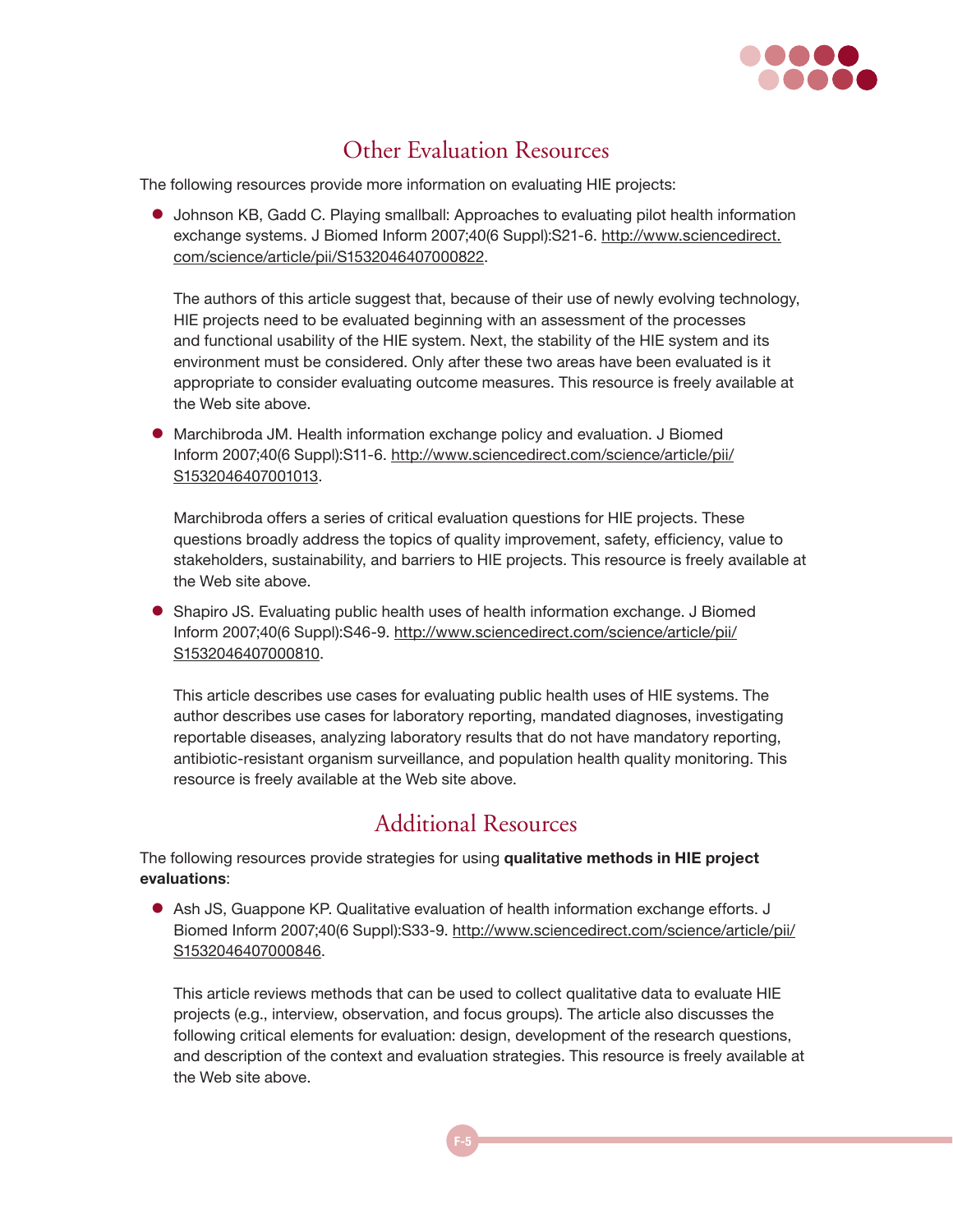## Other Evaluation Resources

The following resources provide more information on evaluating HIE projects:

- Johnson KB, Gadd C. Playing smallball: Approaches to evaluating pilot health information exchange systems. J Biomed Inform 2007;40(6 Suppl):S21-6. http://www.sciencedirect.com/science/article/pii/S1532046407000822.

  The authors of this article suggest that, because of their use of newly evolving technology, HIE projects need to be evaluated beginning with an assessment of the processes and functional usability of the HIE system. Next, the stability of the HIE system and its environment must be considered. Only after these two areas have been evaluated is it appropriate to consider evaluating outcome measures. This resource is freely available at the Web site above.

- Marchibroda JM. Health information exchange policy and evaluation. J Biomed Inform 2007;40(6 Suppl):S11-6. http://www.sciencedirect.com/science/article/pii/S1532046407001013.

  Marchibroda offers a series of critical evaluation questions for HIE projects. These questions broadly address the topics of quality improvement, safety, efficiency, value to stakeholders, sustainability, and barriers to HIE projects. This resource is freely available at the Web site above.

- Shapiro JS. Evaluating public health uses of health information exchange. J Biomed Inform 2007;40(6 Suppl):S46-9. http://www.sciencedirect.com/science/article/pii/S1532046407000810.

  This article describes use cases for evaluating public health uses of HIE systems. The author describes use cases for laboratory reporting, mandated diagnoses, investigating reportable diseases, analyzing laboratory results that do not have mandatory reporting, antibiotic-resistant organism surveillance, and population health quality monitoring. This resource is freely available at the Web site above.

## Additional Resources

The following resources provide strategies for using **qualitative methods in HIE project evaluations**:

- Ash JS, Guappone KP. Qualitative evaluation of health information exchange efforts. J Biomed Inform 2007;40(6 Suppl):S33-9. http://www.sciencedirect.com/science/article/pii/S1532046407000846.

  This article reviews methods that can be used to collect qualitative data to evaluate HIE projects (e.g., interview, observation, and focus groups). The article also discusses the following critical elements for evaluation: design, development of the research questions, and description of the context and evaluation strategies. This resource is freely available at the Web site above.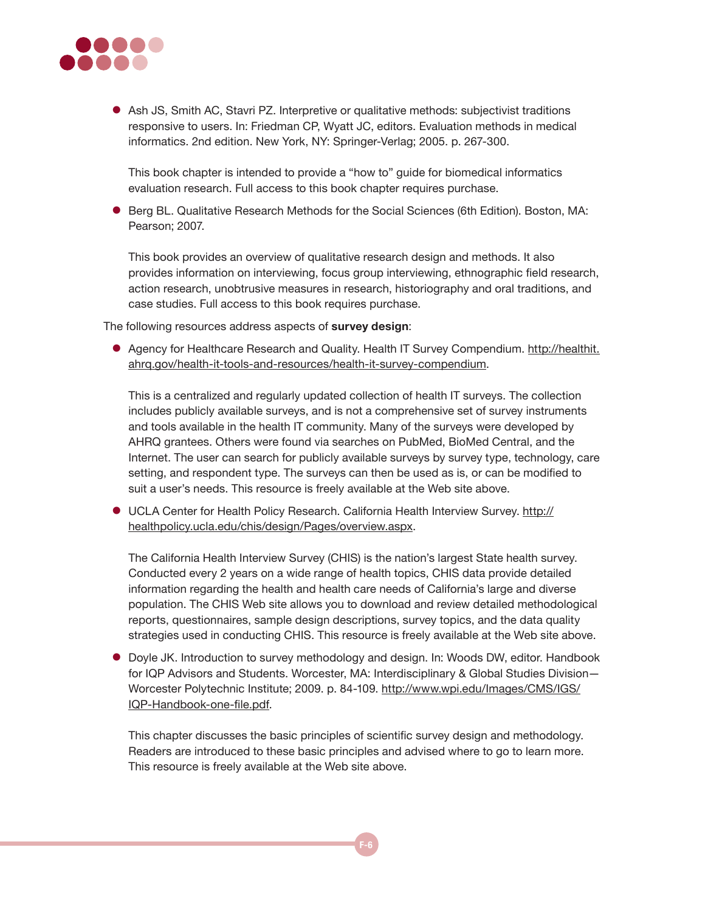- Ash JS, Smith AC, Stavri PZ. Interpretive or qualitative methods: subjectivist traditions responsive to users. In: Friedman CP, Wyatt JC, editors. Evaluation methods in medical informatics. 2nd edition. New York, NY: Springer-Verlag; 2005. p. 267-300.

  This book chapter is intended to provide a "how to" guide for biomedical informatics evaluation research. Full access to this book chapter requires purchase.

- Berg BL. Qualitative Research Methods for the Social Sciences (6th Edition). Boston, MA: Pearson; 2007.

  This book provides an overview of qualitative research design and methods. It also provides information on interviewing, focus group interviewing, ethnographic field research, action research, unobtrusive measures in research, historiography and oral traditions, and case studies. Full access to this book requires purchase.

The following resources address aspects of **survey design**:

- Agency for Healthcare Research and Quality. Health IT Survey Compendium. http://healthit.ahrq.gov/health-it-tools-and-resources/health-it-survey-compendium.

  This is a centralized and regularly updated collection of health IT surveys. The collection includes publicly available surveys, and is not a comprehensive set of survey instruments and tools available in the health IT community. Many of the surveys were developed by AHRQ grantees. Others were found via searches on PubMed, BioMed Central, and the Internet. The user can search for publicly available surveys by survey type, technology, care setting, and respondent type. The surveys can then be used as is, or can be modified to suit a user's needs. This resource is freely available at the Web site above.

- UCLA Center for Health Policy Research. California Health Interview Survey. http://healthpolicy.ucla.edu/chis/design/Pages/overview.aspx.

  The California Health Interview Survey (CHIS) is the nation's largest State health survey. Conducted every 2 years on a wide range of health topics, CHIS data provide detailed information regarding the health and health care needs of California's large and diverse population. The CHIS Web site allows you to download and review detailed methodological reports, questionnaires, sample design descriptions, survey topics, and the data quality strategies used in conducting CHIS. This resource is freely available at the Web site above.

- Doyle JK. Introduction to survey methodology and design. In: Woods DW, editor. Handbook for IQP Advisors and Students. Worcester, MA: Interdisciplinary & Global Studies Division—Worcester Polytechnic Institute; 2009. p. 84-109. http://www.wpi.edu/Images/CMS/IGS/IQP-Handbook-one-file.pdf.

  This chapter discusses the basic principles of scientific survey design and methodology. Readers are introduced to these basic principles and advised where to go to learn more. This resource is freely available at the Web site above.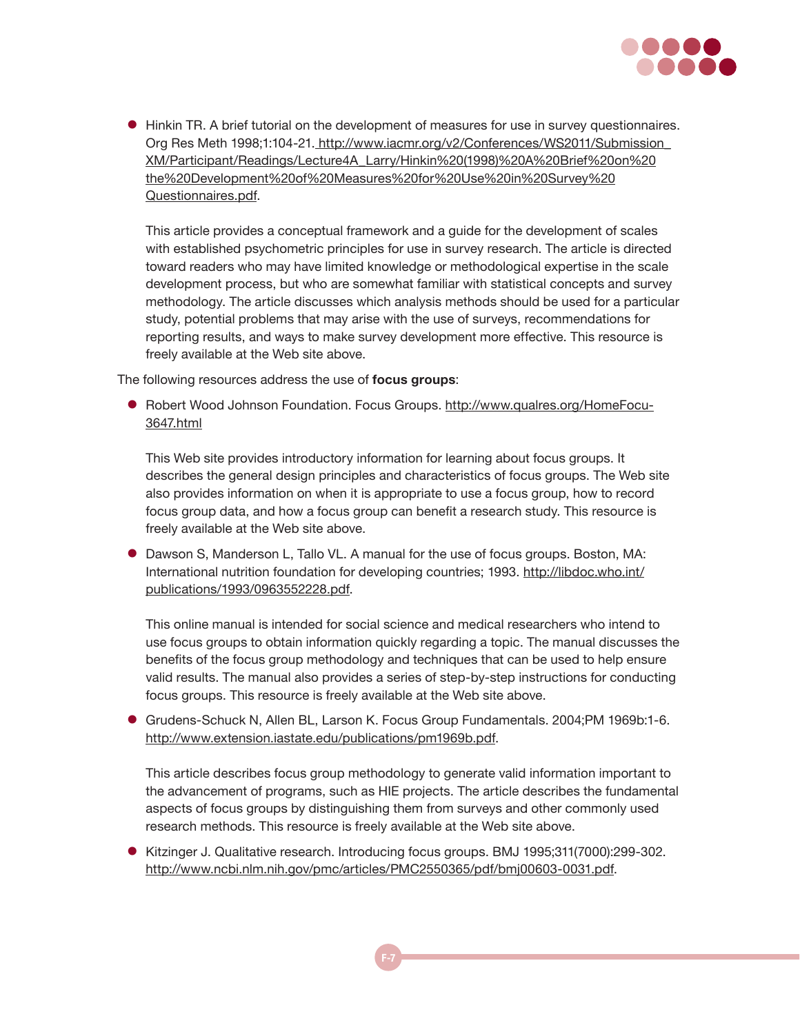- Hinkin TR. A brief tutorial on the development of measures for use in survey questionnaires. Org Res Meth 1998;1:104-21. http://www.iacmr.org/v2/Conferences/WS2011/Submission_XM/Participant/Readings/Lecture4A_Larry/Hinkin%20(1998)%20A%20Brief%20on%20the%20Development%20of%20Measures%20for%20Use%20in%20Survey%20Questionnaires.pdf.

  This article provides a conceptual framework and a guide for the development of scales with established psychometric principles for use in survey research. The article is directed toward readers who may have limited knowledge or methodological expertise in the scale development process, but who are somewhat familiar with statistical concepts and survey methodology. The article discusses which analysis methods should be used for a particular study, potential problems that may arise with the use of surveys, recommendations for reporting results, and ways to make survey development more effective. This resource is freely available at the Web site above.

The following resources address the use of **focus groups**:

- Robert Wood Johnson Foundation. Focus Groups. http://www.qualres.org/HomeFocu-3647.html

  This Web site provides introductory information for learning about focus groups. It describes the general design principles and characteristics of focus groups. The Web site also provides information on when it is appropriate to use a focus group, how to record focus group data, and how a focus group can benefit a research study. This resource is freely available at the Web site above.

- Dawson S, Manderson L, Tallo VL. A manual for the use of focus groups. Boston, MA: International nutrition foundation for developing countries; 1993. http://libdoc.who.int/publications/1993/0963552228.pdf.

  This online manual is intended for social science and medical researchers who intend to use focus groups to obtain information quickly regarding a topic. The manual discusses the benefits of the focus group methodology and techniques that can be used to help ensure valid results. The manual also provides a series of step-by-step instructions for conducting focus groups. This resource is freely available at the Web site above.

- Grudens-Schuck N, Allen BL, Larson K. Focus Group Fundamentals. 2004;PM 1969b:1-6. http://www.extension.iastate.edu/publications/pm1969b.pdf.

  This article describes focus group methodology to generate valid information important to the advancement of programs, such as HIE projects. The article describes the fundamental aspects of focus groups by distinguishing them from surveys and other commonly used research methods. This resource is freely available at the Web site above.

- Kitzinger J. Qualitative research. Introducing focus groups. BMJ 1995;311(7000):299-302. http://www.ncbi.nlm.nih.gov/pmc/articles/PMC2550365/pdf/bmj00603-0031.pdf.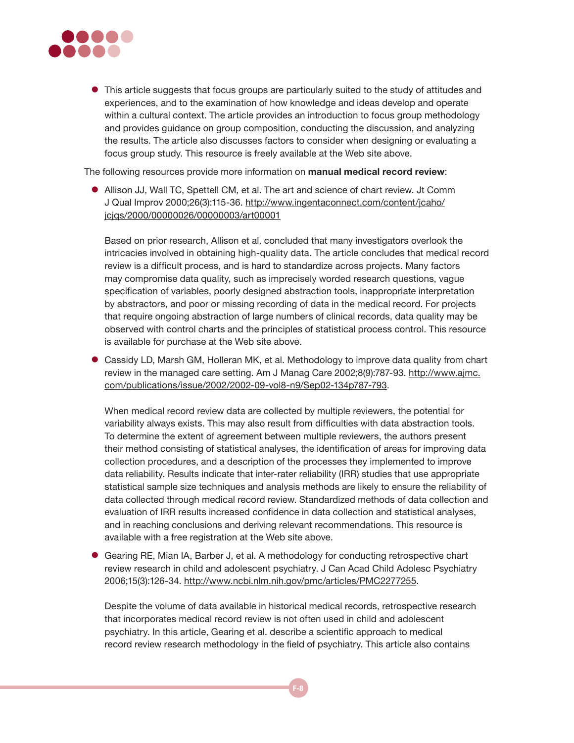- This article suggests that focus groups are particularly suited to the study of attitudes and experiences, and to the examination of how knowledge and ideas develop and operate within a cultural context. The article provides an introduction to focus group methodology and provides guidance on group composition, conducting the discussion, and analyzing the results. The article also discusses factors to consider when designing or evaluating a focus group study. This resource is freely available at the Web site above.

The following resources provide more information on **manual medical record review**:

- Allison JJ, Wall TC, Spettell CM, et al. The art and science of chart review. Jt Comm J Qual Improv 2000;26(3):115-36. http://www.ingentaconnect.com/content/jcaho/jcjqs/2000/00000026/00000003/art00001

  Based on prior research, Allison et al. concluded that many investigators overlook the intricacies involved in obtaining high-quality data. The article concludes that medical record review is a difficult process, and is hard to standardize across projects. Many factors may compromise data quality, such as imprecisely worded research questions, vague specification of variables, poorly designed abstraction tools, inappropriate interpretation by abstractors, and poor or missing recording of data in the medical record. For projects that require ongoing abstraction of large numbers of clinical records, data quality may be observed with control charts and the principles of statistical process control. This resource is available for purchase at the Web site above.

- Cassidy LD, Marsh GM, Holleran MK, et al. Methodology to improve data quality from chart review in the managed care setting. Am J Manag Care 2002;8(9):787-93. http://www.ajmc.com/publications/issue/2002/2002-09-vol8-n9/Sep02-134p787-793.

  When medical record review data are collected by multiple reviewers, the potential for variability always exists. This may also result from difficulties with data abstraction tools. To determine the extent of agreement between multiple reviewers, the authors present their method consisting of statistical analyses, the identification of areas for improving data collection procedures, and a description of the processes they implemented to improve data reliability. Results indicate that inter-rater reliability (IRR) studies that use appropriate statistical sample size techniques and analysis methods are likely to ensure the reliability of data collected through medical record review. Standardized methods of data collection and evaluation of IRR results increased confidence in data collection and statistical analyses, and in reaching conclusions and deriving relevant recommendations. This resource is available with a free registration at the Web site above.

- Gearing RE, Mian IA, Barber J, et al. A methodology for conducting retrospective chart review research in child and adolescent psychiatry. J Can Acad Child Adolesc Psychiatry 2006;15(3):126-34. http://www.ncbi.nlm.nih.gov/pmc/articles/PMC2277255.

  Despite the volume of data available in historical medical records, retrospective research that incorporates medical record review is not often used in child and adolescent psychiatry. In this article, Gearing et al. describe a scientific approach to medical record review research methodology in the field of psychiatry. This article also contains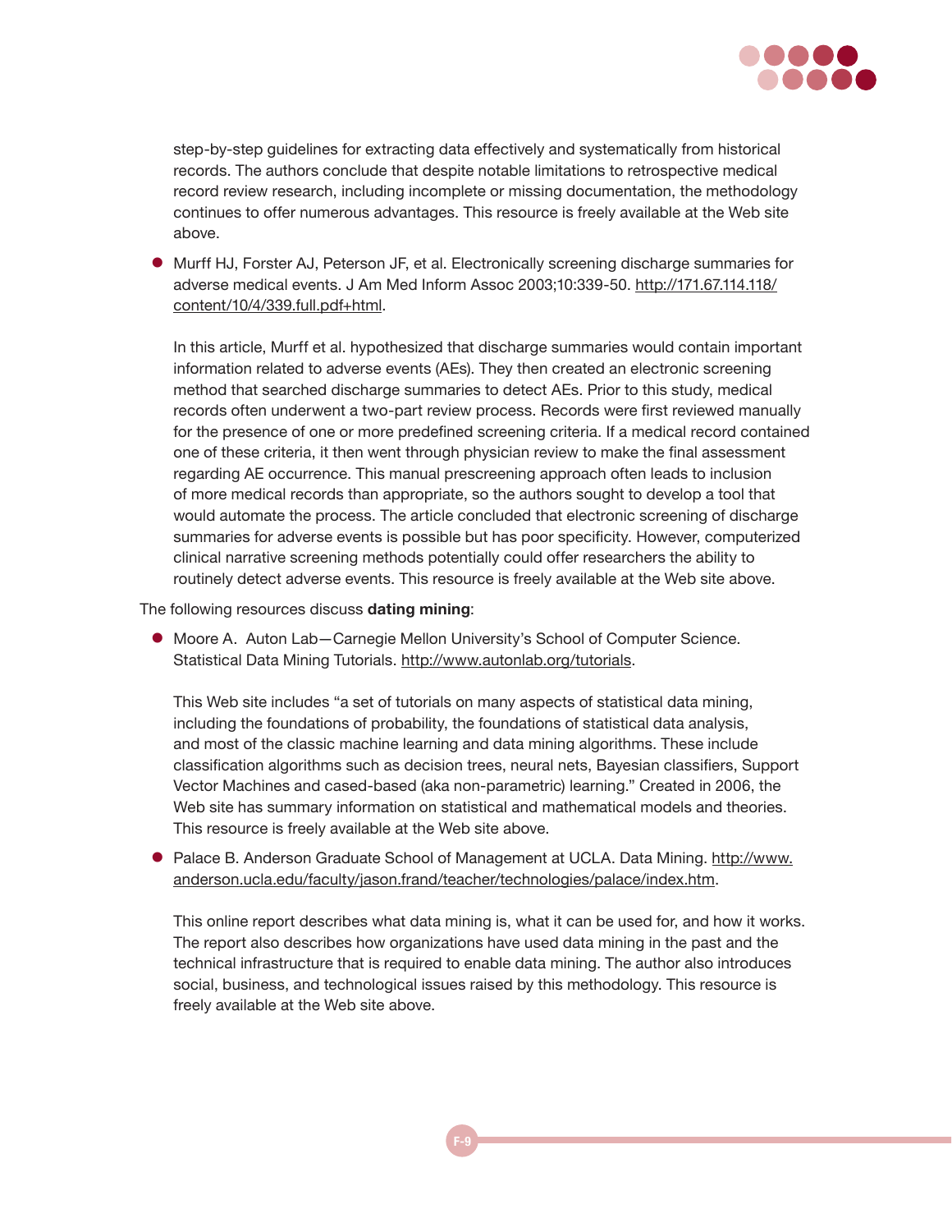step-by-step guidelines for extracting data effectively and systematically from historical records. The authors conclude that despite notable limitations to retrospective medical record review research, including incomplete or missing documentation, the methodology continues to offer numerous advantages. This resource is freely available at the Web site above.

- Murff HJ, Forster AJ, Peterson JF, et al. Electronically screening discharge summaries for adverse medical events. J Am Med Inform Assoc 2003;10:339-50. http://171.67.114.118/content/10/4/339.full.pdf+html.

  In this article, Murff et al. hypothesized that discharge summaries would contain important information related to adverse events (AEs). They then created an electronic screening method that searched discharge summaries to detect AEs. Prior to this study, medical records often underwent a two-part review process. Records were first reviewed manually for the presence of one or more predefined screening criteria. If a medical record contained one of these criteria, it then went through physician review to make the final assessment regarding AE occurrence. This manual prescreening approach often leads to inclusion of more medical records than appropriate, so the authors sought to develop a tool that would automate the process. The article concluded that electronic screening of discharge summaries for adverse events is possible but has poor specificity. However, computerized clinical narrative screening methods potentially could offer researchers the ability to routinely detect adverse events. This resource is freely available at the Web site above.

The following resources discuss **dating mining**:

- Moore A. Auton Lab—Carnegie Mellon University's School of Computer Science. Statistical Data Mining Tutorials. http://www.autonlab.org/tutorials.

  This Web site includes "a set of tutorials on many aspects of statistical data mining, including the foundations of probability, the foundations of statistical data analysis, and most of the classic machine learning and data mining algorithms. These include classification algorithms such as decision trees, neural nets, Bayesian classifiers, Support Vector Machines and cased-based (aka non-parametric) learning." Created in 2006, the Web site has summary information on statistical and mathematical models and theories. This resource is freely available at the Web site above.

- Palace B. Anderson Graduate School of Management at UCLA. Data Mining. http://www.anderson.ucla.edu/faculty/jason.frand/teacher/technologies/palace/index.htm.

  This online report describes what data mining is, what it can be used for, and how it works. The report also describes how organizations have used data mining in the past and the technical infrastructure that is required to enable data mining. The author also introduces social, business, and technological issues raised by this methodology. This resource is freely available at the Web site above.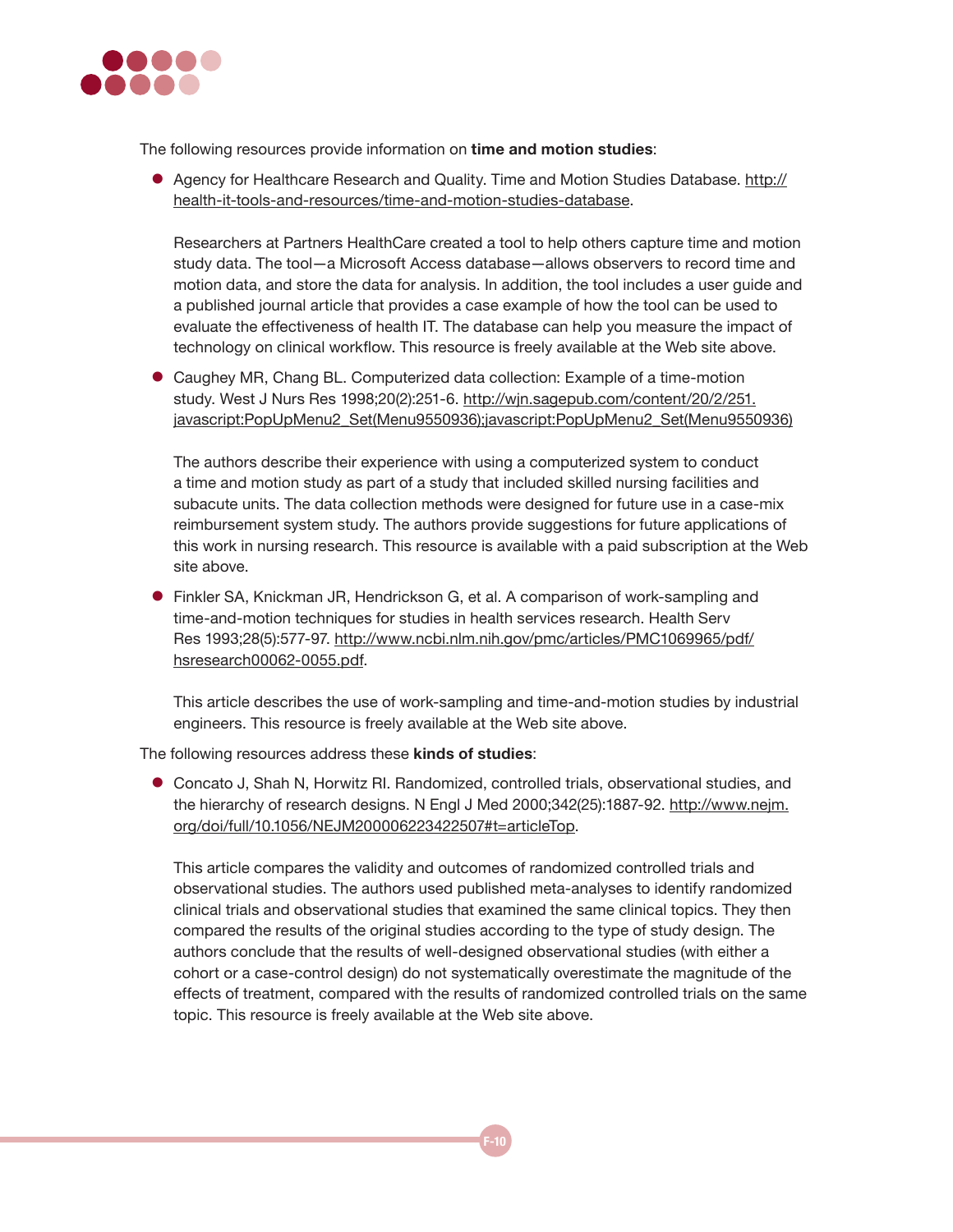The following resources provide information on **time and motion studies**:

- Agency for Healthcare Research and Quality. Time and Motion Studies Database. http://health-it-tools-and-resources/time-and-motion-studies-database.

  Researchers at Partners HealthCare created a tool to help others capture time and motion study data. The tool—a Microsoft Access database—allows observers to record time and motion data, and store the data for analysis. In addition, the tool includes a user guide and a published journal article that provides a case example of how the tool can be used to evaluate the effectiveness of health IT. The database can help you measure the impact of technology on clinical workflow. This resource is freely available at the Web site above.

- Caughey MR, Chang BL. Computerized data collection: Example of a time-motion study. West J Nurs Res 1998;20(2):251-6. http://wjn.sagepub.com/content/20/2/251. javascript:PopUpMenu2_Set(Menu9550936);javascript:PopUpMenu2_Set(Menu9550936)

  The authors describe their experience with using a computerized system to conduct a time and motion study as part of a study that included skilled nursing facilities and subacute units. The data collection methods were designed for future use in a case-mix reimbursement system study. The authors provide suggestions for future applications of this work in nursing research. This resource is available with a paid subscription at the Web site above.

- Finkler SA, Knickman JR, Hendrickson G, et al. A comparison of work-sampling and time-and-motion techniques for studies in health services research. Health Serv Res 1993;28(5):577-97. http://www.ncbi.nlm.nih.gov/pmc/articles/PMC1069965/pdf/hsresearch00062-0055.pdf.

  This article describes the use of work-sampling and time-and-motion studies by industrial engineers. This resource is freely available at the Web site above.

The following resources address these **kinds of studies**:

- Concato J, Shah N, Horwitz RI. Randomized, controlled trials, observational studies, and the hierarchy of research designs. N Engl J Med 2000;342(25):1887-92. http://www.nejm.org/doi/full/10.1056/NEJM200006223422507#t=articleTop.

  This article compares the validity and outcomes of randomized controlled trials and observational studies. The authors used published meta-analyses to identify randomized clinical trials and observational studies that examined the same clinical topics. They then compared the results of the original studies according to the type of study design. The authors conclude that the results of well-designed observational studies (with either a cohort or a case-control design) do not systematically overestimate the magnitude of the effects of treatment, compared with the results of randomized controlled trials on the same topic. This resource is freely available at the Web site above.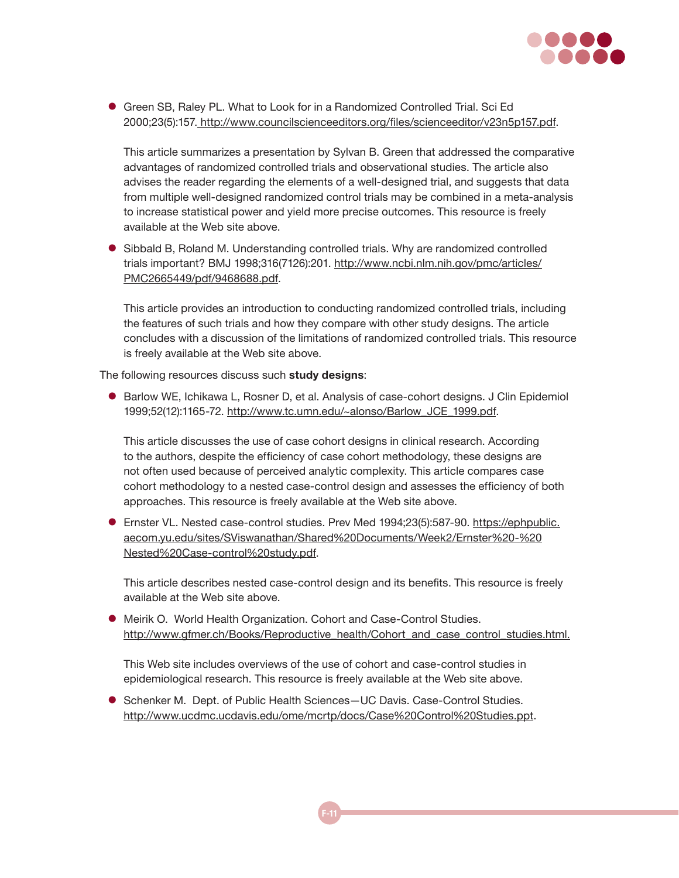- Green SB, Raley PL. What to Look for in a Randomized Controlled Trial. Sci Ed 2000;23(5):157. http://www.councilscienceeditors.org/files/scienceeditor/v23n5p157.pdf.

  This article summarizes a presentation by Sylvan B. Green that addressed the comparative advantages of randomized controlled trials and observational studies. The article also advises the reader regarding the elements of a well-designed trial, and suggests that data from multiple well-designed randomized control trials may be combined in a meta-analysis to increase statistical power and yield more precise outcomes. This resource is freely available at the Web site above.

- Sibbald B, Roland M. Understanding controlled trials. Why are randomized controlled trials important? BMJ 1998;316(7126):201. http://www.ncbi.nlm.nih.gov/pmc/articles/PMC2665449/pdf/9468688.pdf.

  This article provides an introduction to conducting randomized controlled trials, including the features of such trials and how they compare with other study designs. The article concludes with a discussion of the limitations of randomized controlled trials. This resource is freely available at the Web site above.

The following resources discuss such **study designs**:

- Barlow WE, Ichikawa L, Rosner D, et al. Analysis of case-cohort designs. J Clin Epidemiol 1999;52(12):1165-72. http://www.tc.umn.edu/~alonso/Barlow_JCE_1999.pdf.

  This article discusses the use of case cohort designs in clinical research. According to the authors, despite the efficiency of case cohort methodology, these designs are not often used because of perceived analytic complexity. This article compares case cohort methodology to a nested case-control design and assesses the efficiency of both approaches. This resource is freely available at the Web site above.

- Ernster VL. Nested case-control studies. Prev Med 1994;23(5):587-90. https://ephpublic.aecom.yu.edu/sites/SViswanathan/Shared%20Documents/Week2/Ernster%20-%20Nested%20Case-control%20study.pdf.

  This article describes nested case-control design and its benefits. This resource is freely available at the Web site above.

- Meirik O. World Health Organization. Cohort and Case-Control Studies. http://www.gfmer.ch/Books/Reproductive_health/Cohort_and_case_control_studies.html.

  This Web site includes overviews of the use of cohort and case-control studies in epidemiological research. This resource is freely available at the Web site above.

- Schenker M. Dept. of Public Health Sciences—UC Davis. Case-Control Studies. http://www.ucdmc.ucdavis.edu/ome/mcrtp/docs/Case%20Control%20Studies.ppt.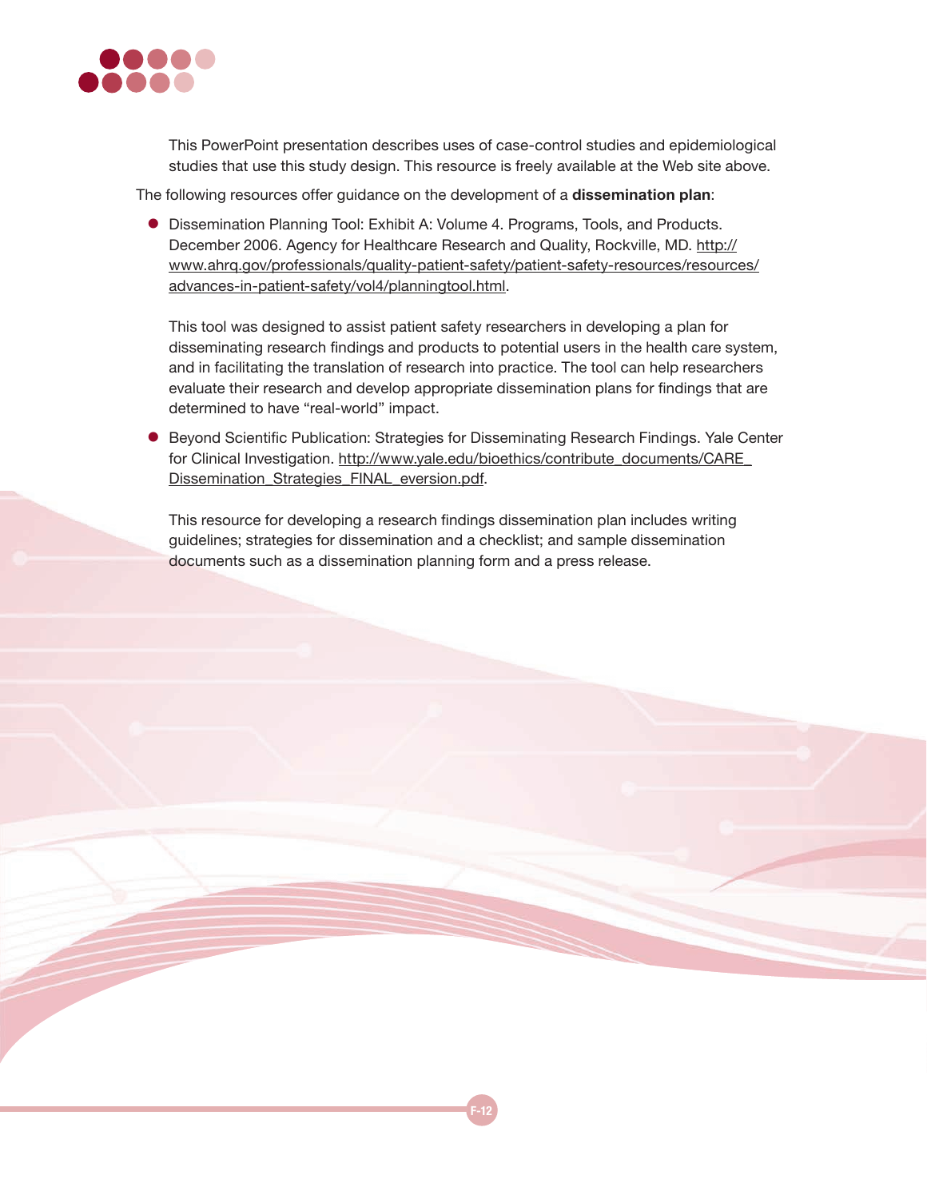This PowerPoint presentation describes uses of case-control studies and epidemiological studies that use this study design. This resource is freely available at the Web site above.

The following resources offer guidance on the development of a **dissemination plan**:

- Dissemination Planning Tool: Exhibit A: Volume 4. Programs, Tools, and Products. December 2006. Agency for Healthcare Research and Quality, Rockville, MD. http://www.ahrq.gov/professionals/quality-patient-safety/patient-safety-resources/resources/advances-in-patient-safety/vol4/planningtool.html.

  This tool was designed to assist patient safety researchers in developing a plan for disseminating research findings and products to potential users in the health care system, and in facilitating the translation of research into practice. The tool can help researchers evaluate their research and develop appropriate dissemination plans for findings that are determined to have "real-world" impact.

- Beyond Scientific Publication: Strategies for Disseminating Research Findings. Yale Center for Clinical Investigation. http://www.yale.edu/bioethics/contribute_documents/CARE_Dissemination_Strategies_FINAL_eversion.pdf.

  This resource for developing a research findings dissemination plan includes writing guidelines; strategies for dissemination and a checklist; and sample dissemination documents such as a dissemination planning form and a press release.